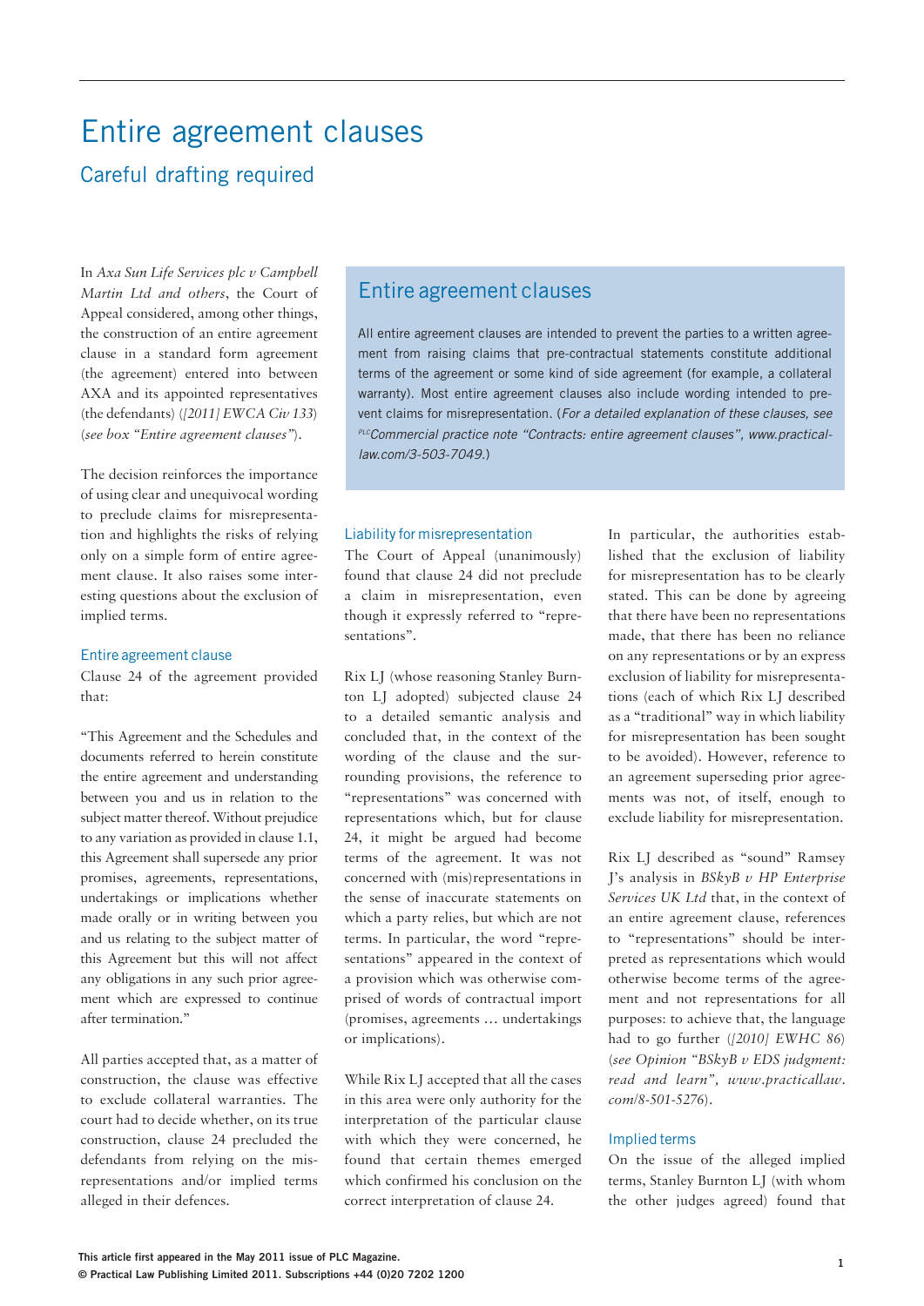# Entire agreement clauses

## Careful drafting required

In *Axa Sun Life Services plc v Campbell Martin Ltd and others*, the Court of Appeal considered, among other things, the construction of an entire agreement clause in a standard form agreement (the agreement) entered into between AXA and its appointed representatives (the defendants) (*[2011] EWCA Civ 133*) (*see box "Entire agreement clauses"*).

The decision reinforces the importance of using clear and unequivocal wording to preclude claims for misrepresentation and highlights the risks of relying only on a simple form of entire agreement clause. It also raises some interesting questions about the exclusion of implied terms.

### Entire agreement clauses

All entire agreement clauses are intended to prevent the parties to a written agreement from raising claims that pre-contractual statements constitute additional terms of the agreement or some kind of side agreement (for example, a collateral warranty). Most entire agreement clauses also include wording intended to prevent claims for misrepresentation. (*For a detailed explanation of these clauses, see PLC Commercial practice note "Contracts: entire agreement clauses", www.practicallaw.com/3-503-7049.*)

### Entire agreement clause

Clause 24 of the agreement provided that:

"This Agreement and the Schedules and documents referred to herein constitute the entire agreement and understanding between you and us in relation to the subject matter thereof. Without prejudice to any variation as provided in clause 1.1, this Agreement shall supersede any prior promises, agreements, representations, undertakings or implications whether made orally or in writing between you and us relating to the subject matter of this Agreement but this will not affect any obligations in any such prior agreement which are expressed to continue after termination."

All parties accepted that, as a matter of construction, the clause was effective to exclude collateral warranties. The court had to decide whether, on its true construction, clause 24 precluded the defendants from relying on the misrepresentations and/or implied terms alleged in their defences.

### Liability for misrepresentation

The Court of Appeal (unanimously) found that clause 24 did not preclude a claim in misrepresentation, even though it expressly referred to "representations".

Rix LJ (whose reasoning Stanley Burnton LJ adopted) subjected clause 24 to a detailed semantic analysis and concluded that, in the context of the wording of the clause and the surrounding provisions, the reference to "representations" was concerned with representations which, but for clause 24, it might be argued had become terms of the agreement. It was not concerned with (mis)representations in the sense of inaccurate statements on which a party relies, but which are not terms. In particular, the word "representations" appeared in the context of a provision which was otherwise comprised of words of contractual import (promises, agreements … undertakings or implications).

While Rix LJ accepted that all the cases in this area were only authority for the interpretation of the particular clause with which they were concerned, he found that certain themes emerged which confirmed his conclusion on the correct interpretation of clause 24.

In particular, the authorities established that the exclusion of liability for misrepresentation has to be clearly stated. This can be done by agreeing that there have been no representations made, that there has been no reliance on any representations or by an express exclusion of liability for misrepresentations (each of which Rix LJ described as a "traditional" way in which liability for misrepresentation has been sought to be avoided). However, reference to an agreement superseding prior agreements was not, of itself, enough to exclude liability for misrepresentation.

Rix LJ described as "sound" Ramsey J's analysis in *BSkyB v HP Enterprise Services UK Ltd* that, in the context of an entire agreement clause, references to "representations" should be interpreted as representations which would otherwise become terms of the agreement and not representations for all purposes: to achieve that, the language had to go further (*[2010] EWHC 86*) (*see Opinion "BSkyB v EDS judgment: read and learn", www.practicallaw.com/8-501-5276*).

### Implied terms

On the issue of the alleged implied terms, Stanley Burnton LJ (with whom the other judges agreed) found that

This article first appeared in the May 2011 issue of PLC Magazine.
© Practical Law Publishing Limited 2011. Subscriptions +44 (0)20 7202 1200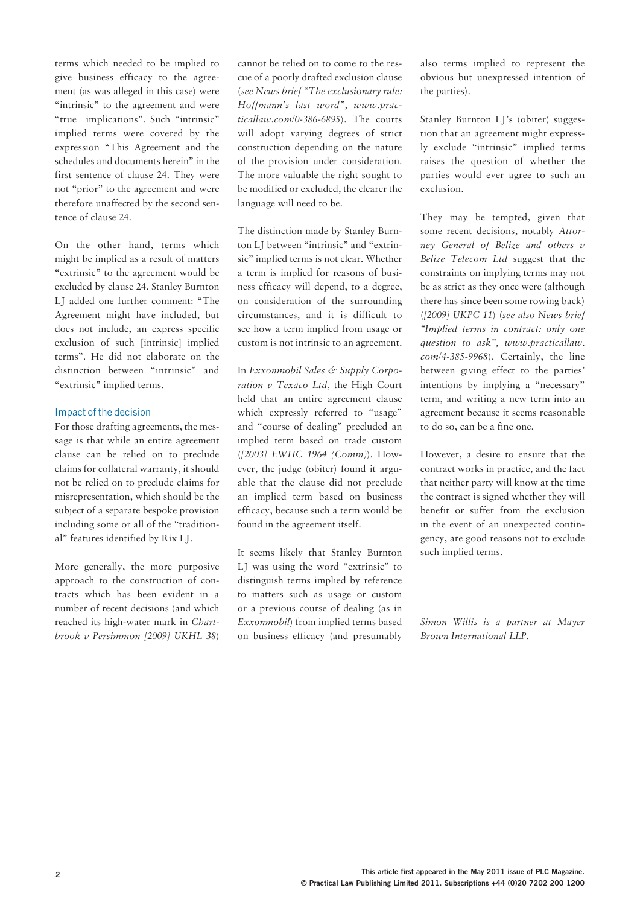terms which needed to be implied to give business efficacy to the agreement (as was alleged in this case) were "intrinsic" to the agreement and were "true implications". Such "intrinsic" implied terms were covered by the expression "This Agreement and the schedules and documents herein" in the first sentence of clause 24. They were not "prior" to the agreement and were therefore unaffected by the second sentence of clause 24.

On the other hand, terms which might be implied as a result of matters "extrinsic" to the agreement would be excluded by clause 24. Stanley Burnton LJ added one further comment: "The Agreement might have included, but does not include, an express specific exclusion of such [intrinsic] implied terms". He did not elaborate on the distinction between "intrinsic" and "extrinsic" implied terms.

## Impact of the decision

For those drafting agreements, the message is that while an entire agreement clause can be relied on to preclude claims for collateral warranty, it should not be relied on to preclude claims for misrepresentation, which should be the subject of a separate bespoke provision including some or all of the "traditional" features identified by Rix LJ.

More generally, the more purposive approach to the construction of contracts which has been evident in a number of recent decisions (and which reached its high-water mark in *Chartbrook v Persimmon [2009] UKHL 38*) cannot be relied on to come to the rescue of a poorly drafted exclusion clause (*see News brief "The exclusionary rule: Hoffmann's last word", www.practicallaw.com/0-386-6895*). The courts will adopt varying degrees of strict construction depending on the nature of the provision under consideration. The more valuable the right sought to be modified or excluded, the clearer the language will need to be.

The distinction made by Stanley Burnton LJ between "intrinsic" and "extrinsic" implied terms is not clear. Whether a term is implied for reasons of business efficacy will depend, to a degree, on consideration of the surrounding circumstances, and it is difficult to see how a term implied from usage or custom is not intrinsic to an agreement.

In *Exxonmobil Sales & Supply Corporation v Texaco Ltd*, the High Court held that an entire agreement clause which expressly referred to "usage" and "course of dealing" precluded an implied term based on trade custom (*[2003] EWHC 1964 (Comm)*). However, the judge (obiter) found it arguable that the clause did not preclude an implied term based on business efficacy, because such a term would be found in the agreement itself.

It seems likely that Stanley Burnton LJ was using the word "extrinsic" to distinguish terms implied by reference to matters such as usage or custom or a previous course of dealing (as in *Exxonmobil*) from implied terms based on business efficacy (and presumably also terms implied to represent the obvious but unexpressed intention of the parties).

Stanley Burnton LJ's (obiter) suggestion that an agreement might expressly exclude "intrinsic" implied terms raises the question of whether the parties would ever agree to such an exclusion.

They may be tempted, given that some recent decisions, notably *Attorney General of Belize and others v Belize Telecom Ltd* suggest that the constraints on implying terms may not be as strict as they once were (although there has since been some rowing back) (*[2009] UKPC 11*) (*see also News brief "Implied terms in contract: only one question to ask", www.practicallaw.com/4-385-9968*). Certainly, the line between giving effect to the parties' intentions by implying a "necessary" term, and writing a new term into an agreement because it seems reasonable to do so, can be a fine one.

However, a desire to ensure that the contract works in practice, and the fact that neither party will know at the time the contract is signed whether they will benefit or suffer from the exclusion in the event of an unexpected contingency, are good reasons not to exclude such implied terms.

*Simon Willis is a partner at Mayer Brown International LLP.*

**This article first appeared in the May 2011 issue of PLC Magazine.**
**© Practical Law Publishing Limited 2011. Subscriptions +44 (0)20 7202 200 1200**